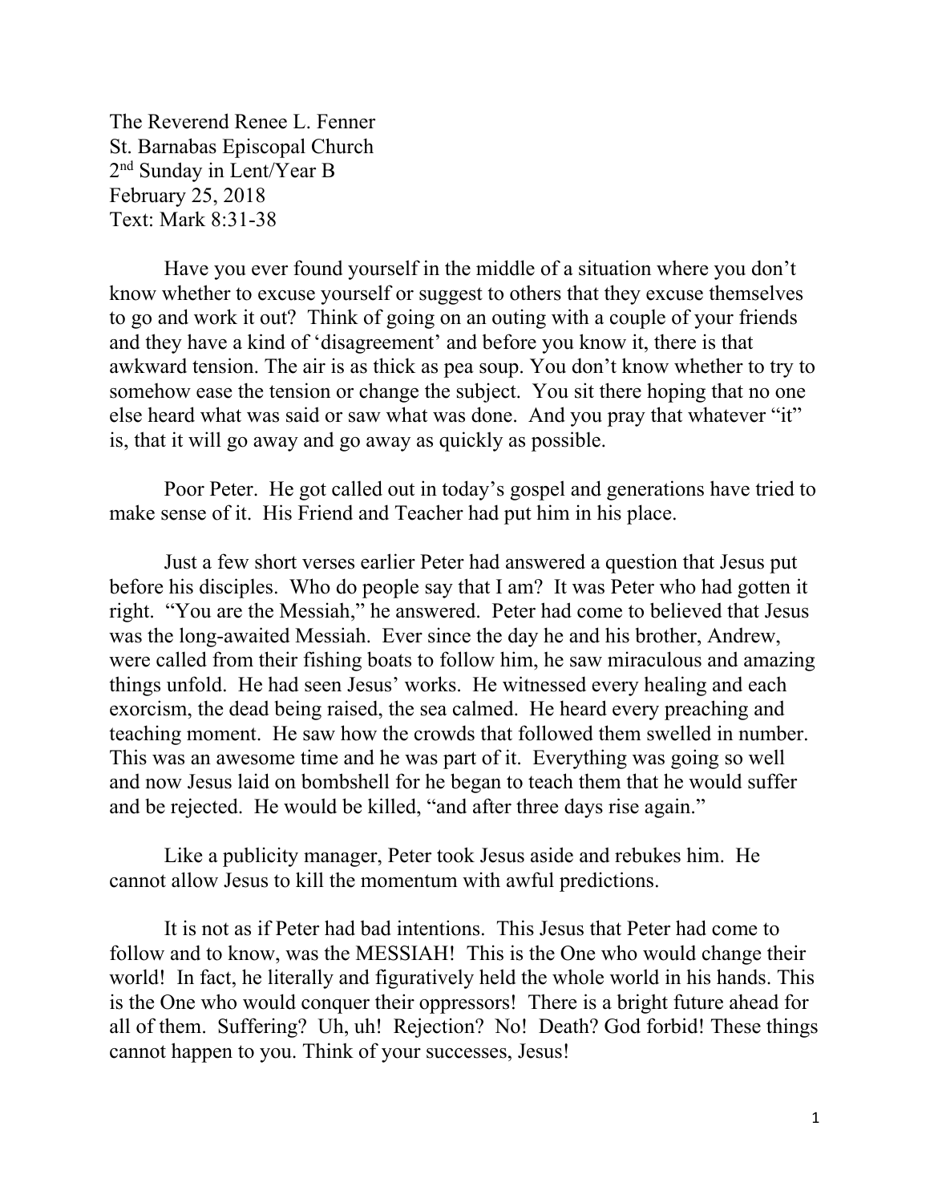The Reverend Renee L. Fenner
St. Barnabas Episcopal Church
2nd Sunday in Lent/Year B
February 25, 2018
Text: Mark 8:31-38

Have you ever found yourself in the middle of a situation where you don't know whether to excuse yourself or suggest to others that they excuse themselves to go and work it out? Think of going on an outing with a couple of your friends and they have a kind of 'disagreement' and before you know it, there is that awkward tension. The air is as thick as pea soup. You don't know whether to try to somehow ease the tension or change the subject. You sit there hoping that no one else heard what was said or saw what was done. And you pray that whatever "it" is, that it will go away and go away as quickly as possible.

Poor Peter. He got called out in today's gospel and generations have tried to make sense of it. His Friend and Teacher had put him in his place.

Just a few short verses earlier Peter had answered a question that Jesus put before his disciples. Who do people say that I am? It was Peter who had gotten it right. "You are the Messiah," he answered. Peter had come to believed that Jesus was the long-awaited Messiah. Ever since the day he and his brother, Andrew, were called from their fishing boats to follow him, he saw miraculous and amazing things unfold. He had seen Jesus' works. He witnessed every healing and each exorcism, the dead being raised, the sea calmed. He heard every preaching and teaching moment. He saw how the crowds that followed them swelled in number. This was an awesome time and he was part of it. Everything was going so well and now Jesus laid on bombshell for he began to teach them that he would suffer and be rejected. He would be killed, "and after three days rise again."

Like a publicity manager, Peter took Jesus aside and rebukes him. He cannot allow Jesus to kill the momentum with awful predictions.

It is not as if Peter had bad intentions. This Jesus that Peter had come to follow and to know, was the MESSIAH! This is the One who would change their world! In fact, he literally and figuratively held the whole world in his hands. This is the One who would conquer their oppressors! There is a bright future ahead for all of them. Suffering? Uh, uh! Rejection? No! Death? God forbid! These things cannot happen to you. Think of your successes, Jesus!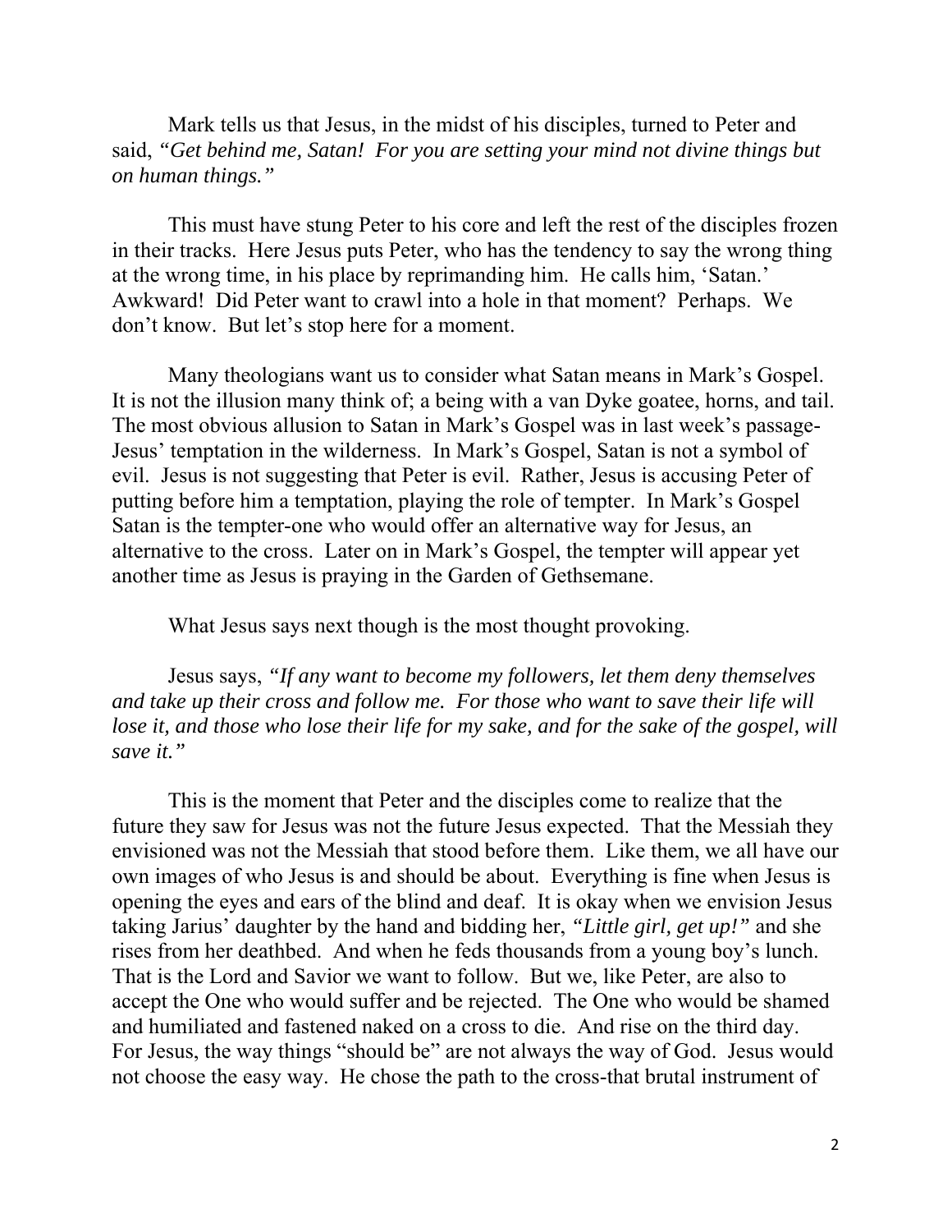Mark tells us that Jesus, in the midst of his disciples, turned to Peter and said, *"Get behind me, Satan! For you are setting your mind not divine things but on human things."*

This must have stung Peter to his core and left the rest of the disciples frozen in their tracks. Here Jesus puts Peter, who has the tendency to say the wrong thing at the wrong time, in his place by reprimanding him. He calls him, 'Satan.' Awkward! Did Peter want to crawl into a hole in that moment? Perhaps. We don't know. But let's stop here for a moment.

Many theologians want us to consider what Satan means in Mark's Gospel. It is not the illusion many think of; a being with a van Dyke goatee, horns, and tail. The most obvious allusion to Satan in Mark's Gospel was in last week's passage-Jesus' temptation in the wilderness. In Mark's Gospel, Satan is not a symbol of evil. Jesus is not suggesting that Peter is evil. Rather, Jesus is accusing Peter of putting before him a temptation, playing the role of tempter. In Mark's Gospel Satan is the tempter-one who would offer an alternative way for Jesus, an alternative to the cross. Later on in Mark's Gospel, the tempter will appear yet another time as Jesus is praying in the Garden of Gethsemane.

What Jesus says next though is the most thought provoking.

Jesus says, *"If any want to become my followers, let them deny themselves and take up their cross and follow me. For those who want to save their life will lose it, and those who lose their life for my sake, and for the sake of the gospel, will save it."*

This is the moment that Peter and the disciples come to realize that the future they saw for Jesus was not the future Jesus expected. That the Messiah they envisioned was not the Messiah that stood before them. Like them, we all have our own images of who Jesus is and should be about. Everything is fine when Jesus is opening the eyes and ears of the blind and deaf. It is okay when we envision Jesus taking Jarius' daughter by the hand and bidding her, *"Little girl, get up!"* and she rises from her deathbed. And when he feds thousands from a young boy's lunch. That is the Lord and Savior we want to follow. But we, like Peter, are also to accept the One who would suffer and be rejected. The One who would be shamed and humiliated and fastened naked on a cross to die. And rise on the third day. For Jesus, the way things "should be" are not always the way of God. Jesus would not choose the easy way. He chose the path to the cross-that brutal instrument of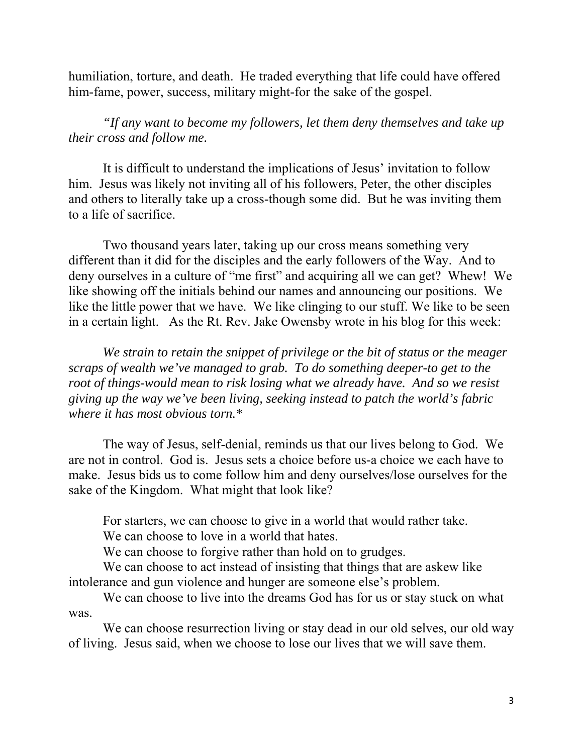humiliation, torture, and death. He traded everything that life could have offered him-fame, power, success, military might-for the sake of the gospel.

*"If any want to become my followers, let them deny themselves and take up their cross and follow me.*

It is difficult to understand the implications of Jesus' invitation to follow him. Jesus was likely not inviting all of his followers, Peter, the other disciples and others to literally take up a cross-though some did. But he was inviting them to a life of sacrifice.

Two thousand years later, taking up our cross means something very different than it did for the disciples and the early followers of the Way. And to deny ourselves in a culture of "me first" and acquiring all we can get? Whew! We like showing off the initials behind our names and announcing our positions. We like the little power that we have. We like clinging to our stuff. We like to be seen in a certain light. As the Rt. Rev. Jake Owensby wrote in his blog for this week:

*We strain to retain the snippet of privilege or the bit of status or the meager scraps of wealth we've managed to grab. To do something deeper-to get to the root of things-would mean to risk losing what we already have. And so we resist giving up the way we've been living, seeking instead to patch the world's fabric where it has most obvious torn.**

The way of Jesus, self-denial, reminds us that our lives belong to God. We are not in control. God is. Jesus sets a choice before us-a choice we each have to make. Jesus bids us to come follow him and deny ourselves/lose ourselves for the sake of the Kingdom. What might that look like?

For starters, we can choose to give in a world that would rather take.
We can choose to love in a world that hates.
We can choose to forgive rather than hold on to grudges.
We can choose to act instead of insisting that things that are askew like intolerance and gun violence and hunger are someone else's problem.
We can choose to live into the dreams God has for us or stay stuck on what was.
We can choose resurrection living or stay dead in our old selves, our old way of living. Jesus said, when we choose to lose our lives that we will save them.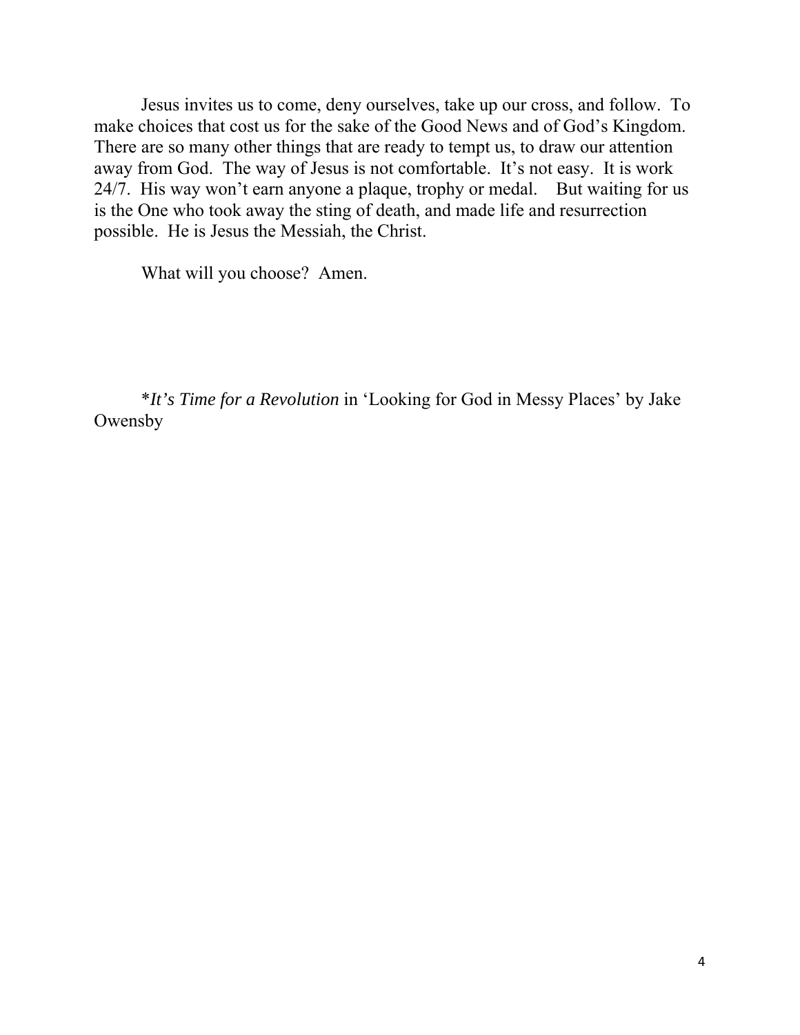Jesus invites us to come, deny ourselves, take up our cross, and follow. To make choices that cost us for the sake of the Good News and of God's Kingdom. There are so many other things that are ready to tempt us, to draw our attention away from God. The way of Jesus is not comfortable. It's not easy. It is work 24/7. His way won't earn anyone a plaque, trophy or medal. But waiting for us is the One who took away the sting of death, and made life and resurrection possible. He is Jesus the Messiah, the Christ.

What will you choose? Amen.

**It's Time for a Revolution* in 'Looking for God in Messy Places' by Jake Owensby